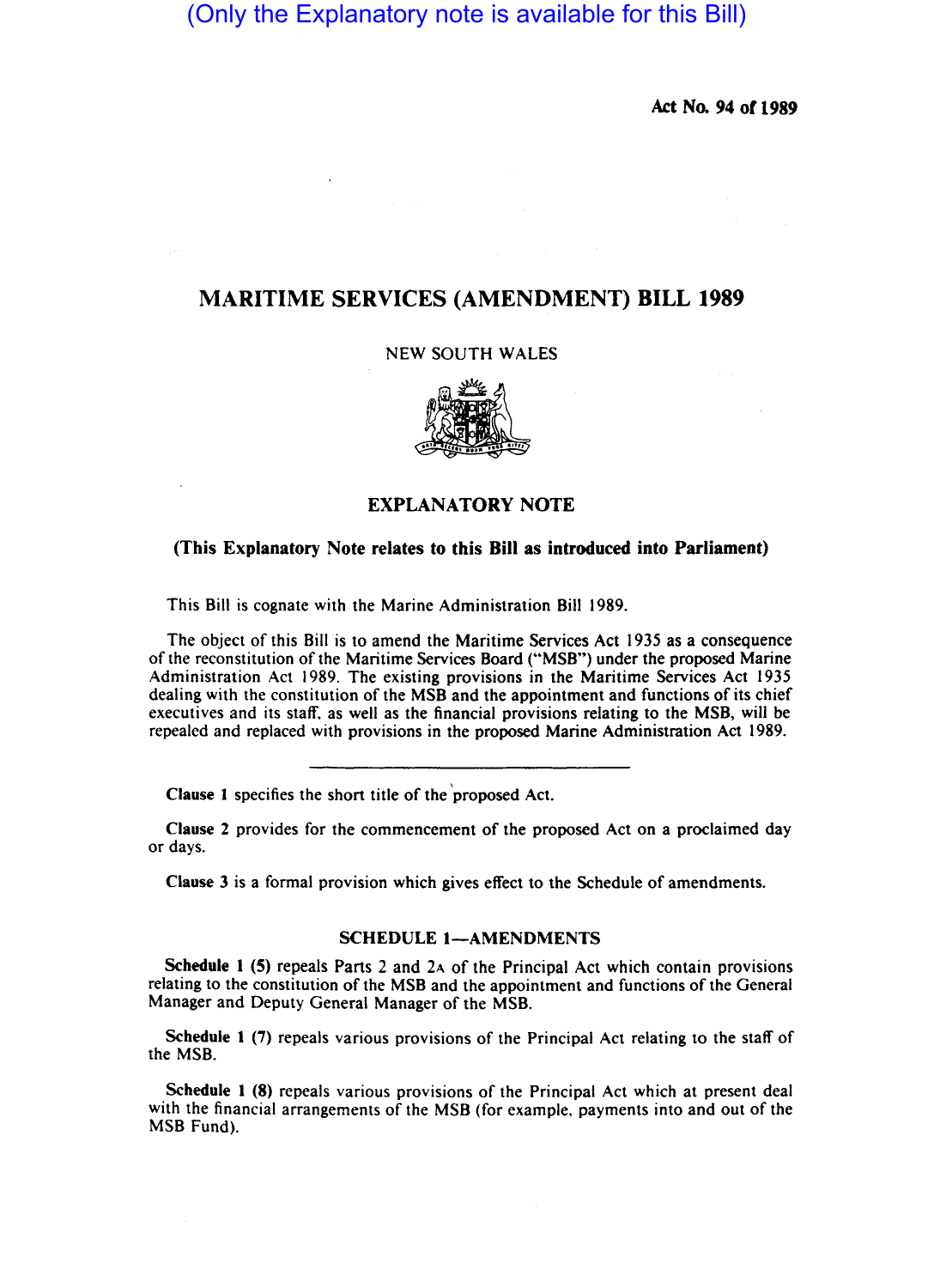(Only the Explanatory note is available for this Bill)

**Act No. 94 of 1989**

# MARITIME SERVICES (AMENDMENT) BILL 1989

NEW SOUTH WALES

## EXPLANATORY NOTE

**(This Explanatory Note relates to this Bill as introduced into Parliament)**

This Bill is cognate with the Marine Administration Bill 1989.

The object of this Bill is to amend the Maritime Services Act 1935 as a consequence of the reconstitution of the Maritime Services Board ("MSB") under the proposed Marine Administration Act 1989. The existing provisions in the Maritime Services Act 1935 dealing with the constitution of the MSB and the appointment and functions of its chief executives and its staff, as well as the financial provisions relating to the MSB, will be repealed and replaced with provisions in the proposed Marine Administration Act 1989.

---

**Clause 1** specifies the short title of the proposed Act.

**Clause 2** provides for the commencement of the proposed Act on a proclaimed day or days.

**Clause 3** is a formal provision which gives effect to the Schedule of amendments.

### SCHEDULE 1—AMENDMENTS

**Schedule 1 (5)** repeals Parts 2 and 2A of the Principal Act which contain provisions relating to the constitution of the MSB and the appointment and functions of the General Manager and Deputy General Manager of the MSB.

**Schedule 1 (7)** repeals various provisions of the Principal Act relating to the staff of the MSB.

**Schedule 1 (8)** repeals various provisions of the Principal Act which at present deal with the financial arrangements of the MSB (for example, payments into and out of the MSB Fund).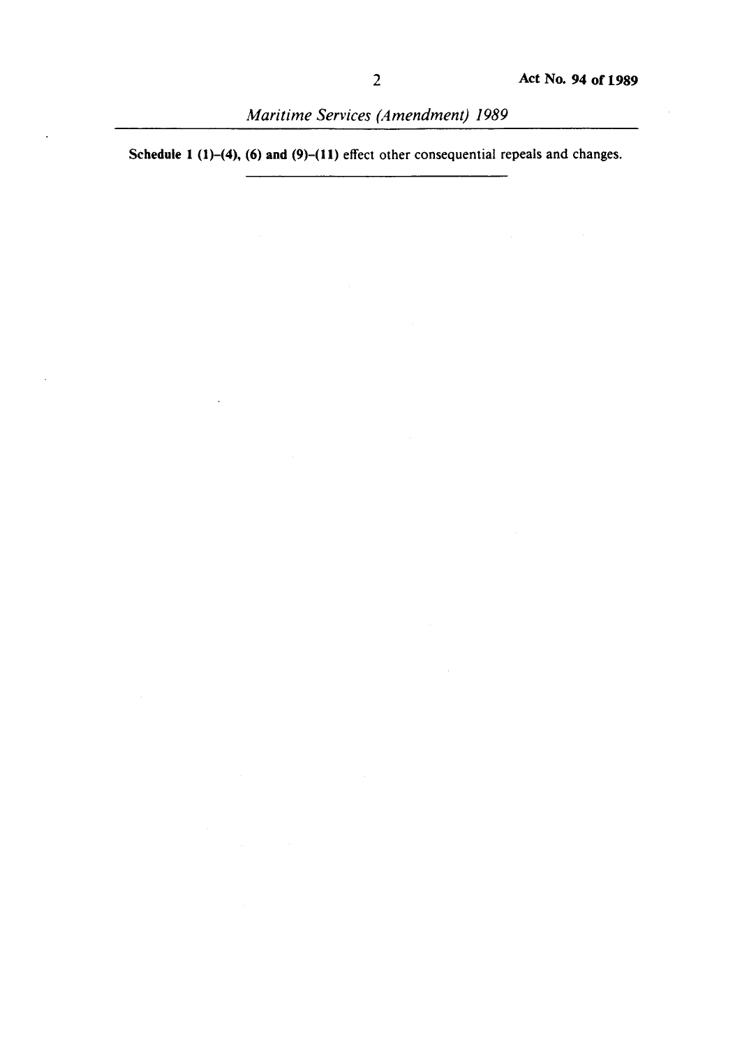**Schedule 1 (1)–(4), (6) and (9)–(11)** effect other consequential repeals and changes.